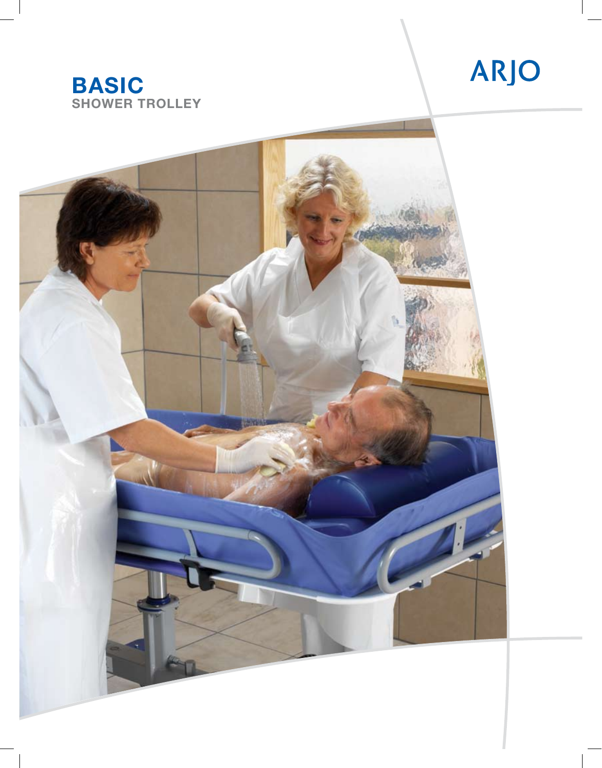# BASIC
## SHOWER TROLLEY

ARJO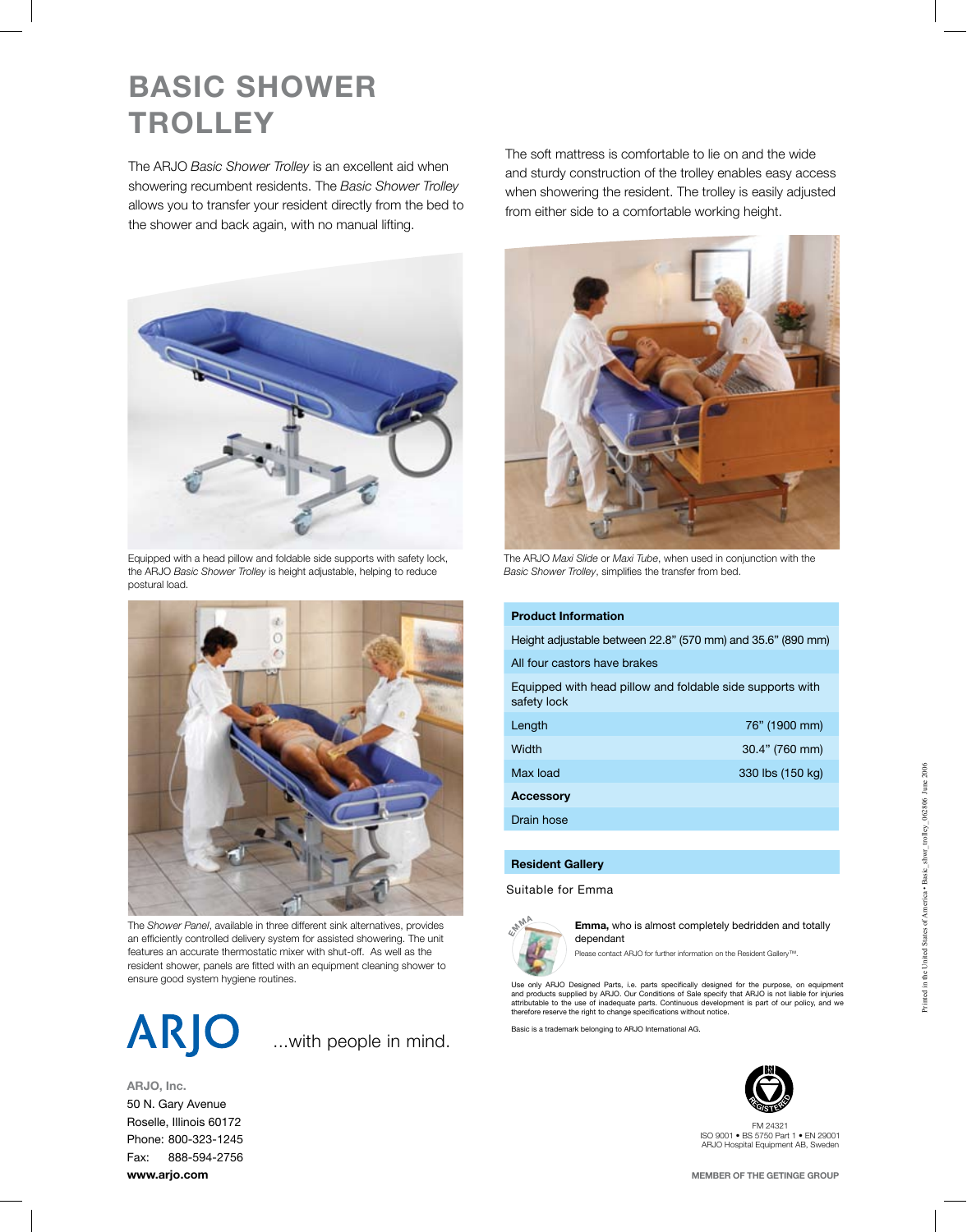# BASIC SHOWER TROLLEY

The ARJO *Basic Shower Trolley* is an excellent aid when showering recumbent residents. The *Basic Shower Trolley* allows you to transfer your resident directly from the bed to the shower and back again, with no manual lifting.

The soft mattress is comfortable to lie on and the wide and sturdy construction of the trolley enables easy access when showering the resident. The trolley is easily adjusted from either side to a comfortable working height.

Equipped with a head pillow and foldable side supports with safety lock, the ARJO *Basic Shower Trolley* is height adjustable, helping to reduce postural load.

The ARJO *Maxi Slide* or *Maxi Tube*, when used in conjunction with the *Basic Shower Trolley*, simplifies the transfer from bed.

The *Shower Panel*, available in three different sink alternatives, provides an efficiently controlled delivery system for assisted showering. The unit features an accurate thermostatic mixer with shut-off. As well as the resident shower, panels are fitted with an equipment cleaning shower to ensure good system hygiene routines.

| **Product Information** | |
|---|---|
| Height adjustable between 22.8" (570 mm) and 35.6" (890 mm) | |
| All four castors have brakes | |
| Equipped with head pillow and foldable side supports with safety lock | |
| Length | 76" (1900 mm) |
| Width | 30.4" (760 mm) |
| Max load | 330 lbs (150 kg) |
| **Accessory** | |
| Drain hose | |

**Resident Gallery**

Suitable for Emma

**Emma,** who is almost completely bedridden and totally dependant

Please contact ARJO for further information on the Resident Gallery™.

Use only ARJO Designed Parts, i.e. parts specifically designed for the purpose, on equipment and products supplied by ARJO. Our Conditions of Sale specify that ARJO is not liable for injuries attributable to the use of inadequate parts. Continuous development is part of our policy, and we therefore reserve the right to change specifications without notice.

Basic is a trademark belonging to ARJO International AG.

ARJO ...with people in mind.

**ARJO, Inc.**
50 N. Gary Avenue
Roselle, Illinois 60172
Phone: 800-323-1245
Fax: 888-594-2756
**www.arjo.com**

FM 24321
ISO 9001 • BS 5750 Part 1 • EN 29001
ARJO Hospital Equipment AB, Sweden

**MEMBER OF THE GETINGE GROUP**

Printed in the United States of America • Basic_shwr_trolley_062806 June 2006